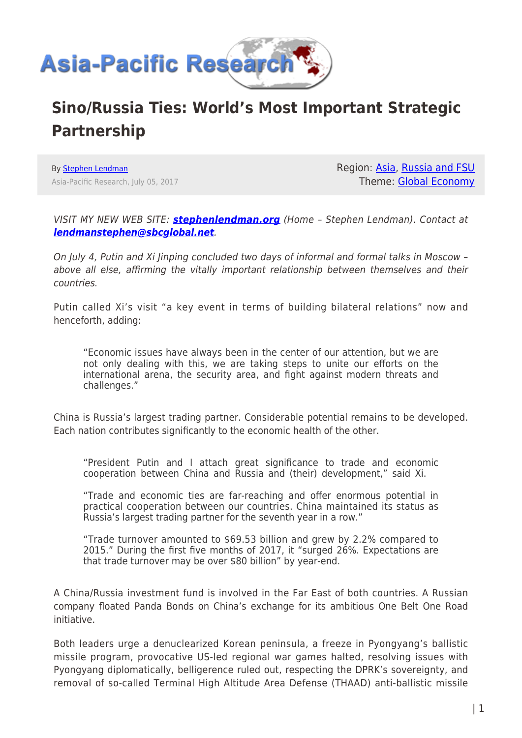# Sino/Russia Ties: World's Most Important Strategic Partnership

By Stephen Lendman

Asia-Pacific Research, July 05, 2017

Region: Asia, Russia and FSU
Theme: Global Economy

*VISIT MY NEW WEB SITE:* ***stephenlendman.org*** *(Home – Stephen Lendman). Contact at* ***lendmanstephen@sbcglobal.net****.*

*On July 4, Putin and Xi Jinping concluded two days of informal and formal talks in Moscow – above all else, affirming the vitally important relationship between themselves and their countries.*

Putin called Xi's visit "a key event in terms of building bilateral relations" now and henceforth, adding:

> "Economic issues have always been in the center of our attention, but we are not only dealing with this, we are taking steps to unite our efforts on the international arena, the security area, and fight against modern threats and challenges."

China is Russia's largest trading partner. Considerable potential remains to be developed. Each nation contributes significantly to the economic health of the other.

> "President Putin and I attach great significance to trade and economic cooperation between China and Russia and (their) development," said Xi.
>
> "Trade and economic ties are far-reaching and offer enormous potential in practical cooperation between our countries. China maintained its status as Russia's largest trading partner for the seventh year in a row."
>
> "Trade turnover amounted to $69.53 billion and grew by 2.2% compared to 2015." During the first five months of 2017, it "surged 26%. Expectations are that trade turnover may be over $80 billion" by year-end.

A China/Russia investment fund is involved in the Far East of both countries. A Russian company floated Panda Bonds on China's exchange for its ambitious One Belt One Road initiative.

Both leaders urge a denuclearized Korean peninsula, a freeze in Pyongyang's ballistic missile program, provocative US-led regional war games halted, resolving issues with Pyongyang diplomatically, belligerence ruled out, respecting the DPRK's sovereignty, and removal of so-called Terminal High Altitude Area Defense (THAAD) anti-ballistic missile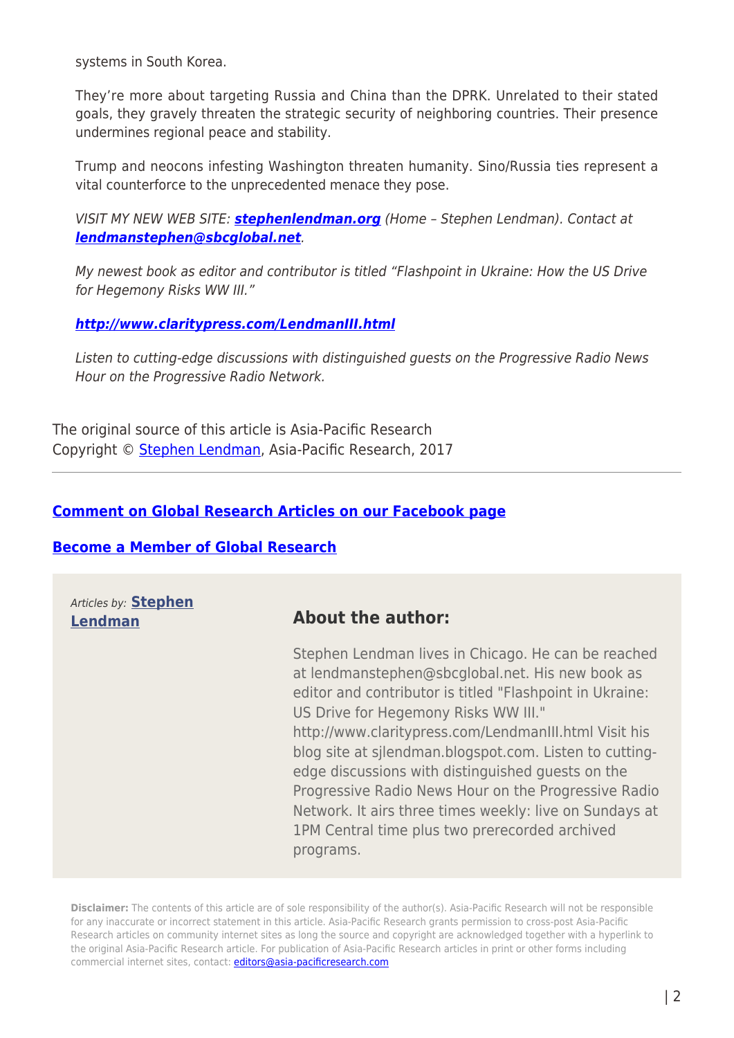systems in South Korea.

They're more about targeting Russia and China than the DPRK. Unrelated to their stated goals, they gravely threaten the strategic security of neighboring countries. Their presence undermines regional peace and stability.

Trump and neocons infesting Washington threaten humanity. Sino/Russia ties represent a vital counterforce to the unprecedented menace they pose.

*VISIT MY NEW WEB SITE:* ***stephenlendman.org*** *(Home – Stephen Lendman). Contact at* ***lendmanstephen@sbcglobal.net****.*

*My newest book as editor and contributor is titled "Flashpoint in Ukraine: How the US Drive for Hegemony Risks WW III."*

***http://www.claritypress.com/LendmanIII.html***

*Listen to cutting-edge discussions with distinguished guests on the Progressive Radio News Hour on the Progressive Radio Network.*

The original source of this article is Asia-Pacific Research
Copyright © Stephen Lendman, Asia-Pacific Research, 2017

---

**Comment on Global Research Articles on our Facebook page**

**Become a Member of Global Research**

*Articles by:* **Stephen Lendman**

## About the author:

Stephen Lendman lives in Chicago. He can be reached at lendmanstephen@sbcglobal.net. His new book as editor and contributor is titled "Flashpoint in Ukraine: US Drive for Hegemony Risks WW III." http://www.claritypress.com/LendmanIII.html Visit his blog site at sjlendman.blogspot.com. Listen to cutting-edge discussions with distinguished guests on the Progressive Radio News Hour on the Progressive Radio Network. It airs three times weekly: live on Sundays at 1PM Central time plus two prerecorded archived programs.

**Disclaimer:** The contents of this article are of sole responsibility of the author(s). Asia-Pacific Research will not be responsible for any inaccurate or incorrect statement in this article. Asia-Pacific Research grants permission to cross-post Asia-Pacific Research articles on community internet sites as long the source and copyright are acknowledged together with a hyperlink to the original Asia-Pacific Research article. For publication of Asia-Pacific Research articles in print or other forms including commercial internet sites, contact: editors@asia-pacificresearch.com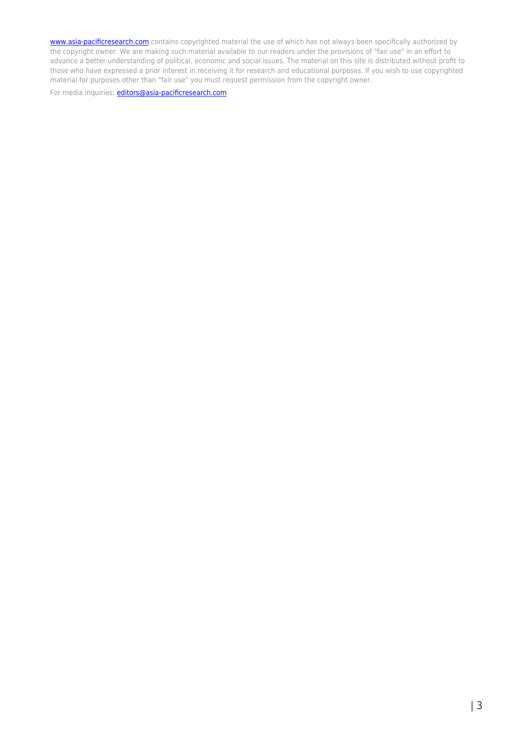www.asia-pacificresearch.com contains copyrighted material the use of which has not always been specifically authorized by the copyright owner. We are making such material available to our readers under the provisions of "fair use" in an effort to advance a better understanding of political, economic and social issues. The material on this site is distributed without profit to those who have expressed a prior interest in receiving it for research and educational purposes. If you wish to use copyrighted material for purposes other than "fair use" you must request permission from the copyright owner.

For media inquiries: editors@asia-pacificresearch.com